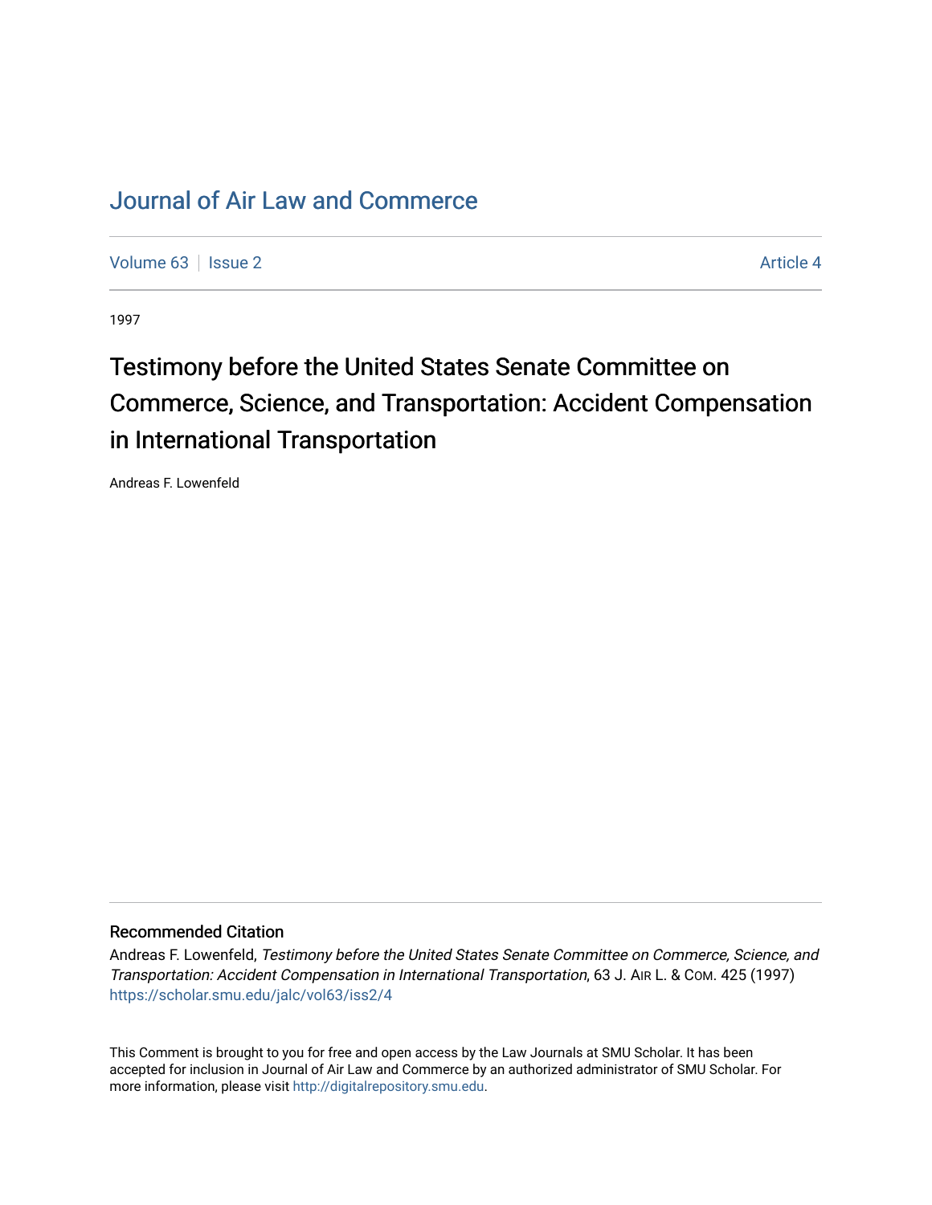# Journal of Air Law and Commerce

Volume 63 | Issue 2 | Article 4

1997

## Testimony before the United States Senate Committee on Commerce, Science, and Transportation: Accident Compensation in International Transportation

Andreas F. Lowenfeld

### Recommended Citation

Andreas F. Lowenfeld, *Testimony before the United States Senate Committee on Commerce, Science, and Transportation: Accident Compensation in International Transportation*, 63 J. AIR L. & COM. 425 (1997)
https://scholar.smu.edu/jalc/vol63/iss2/4

This Comment is brought to you for free and open access by the Law Journals at SMU Scholar. It has been accepted for inclusion in Journal of Air Law and Commerce by an authorized administrator of SMU Scholar. For more information, please visit http://digitalrepository.smu.edu.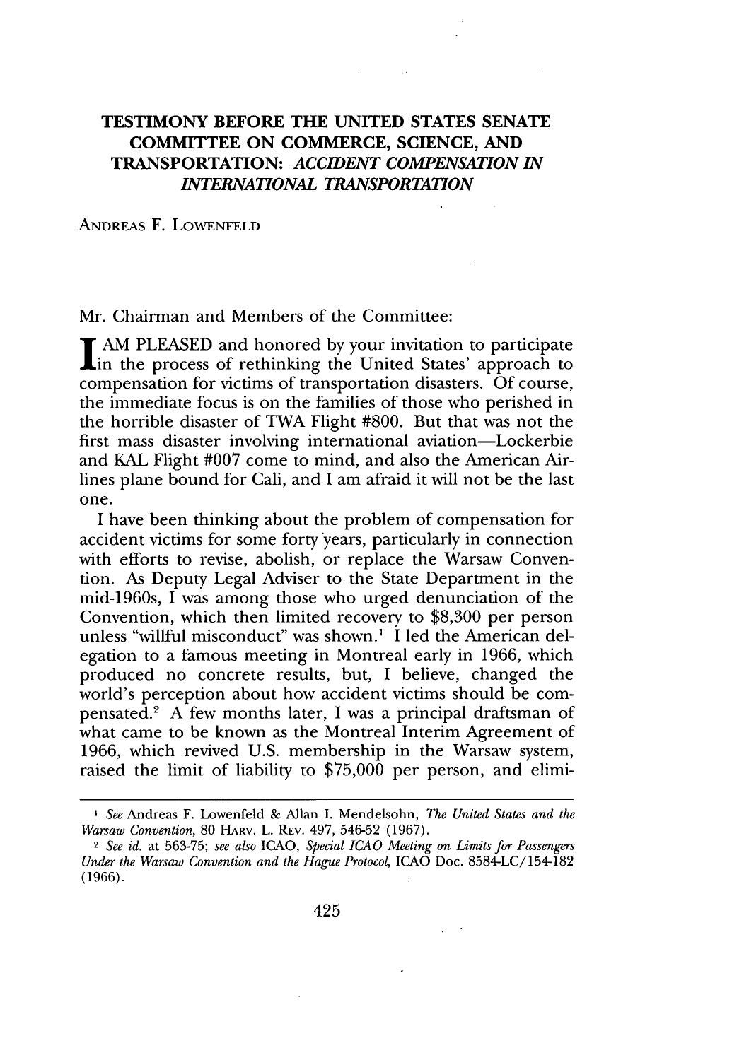# TESTIMONY BEFORE THE UNITED STATES SENATE COMMITTEE ON COMMERCE, SCIENCE, AND TRANSPORTATION: *ACCIDENT COMPENSATION IN INTERNATIONAL TRANSPORTATION*

ANDREAS F. LOWENFELD

Mr. Chairman and Members of the Committee:

I AM PLEASED and honored by your invitation to participate in the process of rethinking the United States' approach to compensation for victims of transportation disasters. Of course, the immediate focus is on the families of those who perished in the horrible disaster of TWA Flight #800. But that was not the first mass disaster involving international aviation—Lockerbie and KAL Flight #007 come to mind, and also the American Airlines plane bound for Cali, and I am afraid it will not be the last one.

I have been thinking about the problem of compensation for accident victims for some forty years, particularly in connection with efforts to revise, abolish, or replace the Warsaw Convention. As Deputy Legal Adviser to the State Department in the mid-1960s, I was among those who urged denunciation of the Convention, which then limited recovery to $8,300 per person unless "willful misconduct" was shown.[1] I led the American delegation to a famous meeting in Montreal early in 1966, which produced no concrete results, but, I believe, changed the world's perception about how accident victims should be compensated.[2] A few months later, I was a principal draftsman of what came to be known as the Montreal Interim Agreement of 1966, which revived U.S. membership in the Warsaw system, raised the limit of liability to $75,000 per person, and elimi-

---

[1] *See* Andreas F. Lowenfeld & Allan I. Mendelsohn, *The United States and the Warsaw Convention*, 80 HARV. L. REV. 497, 546-52 (1967).

[2] *See id.* at 563-75; *see also* ICAO, *Special ICAO Meeting on Limits for Passengers Under the Warsaw Convention and the Hague Protocol*, ICAO Doc. 8584-LC/154-182 (1966).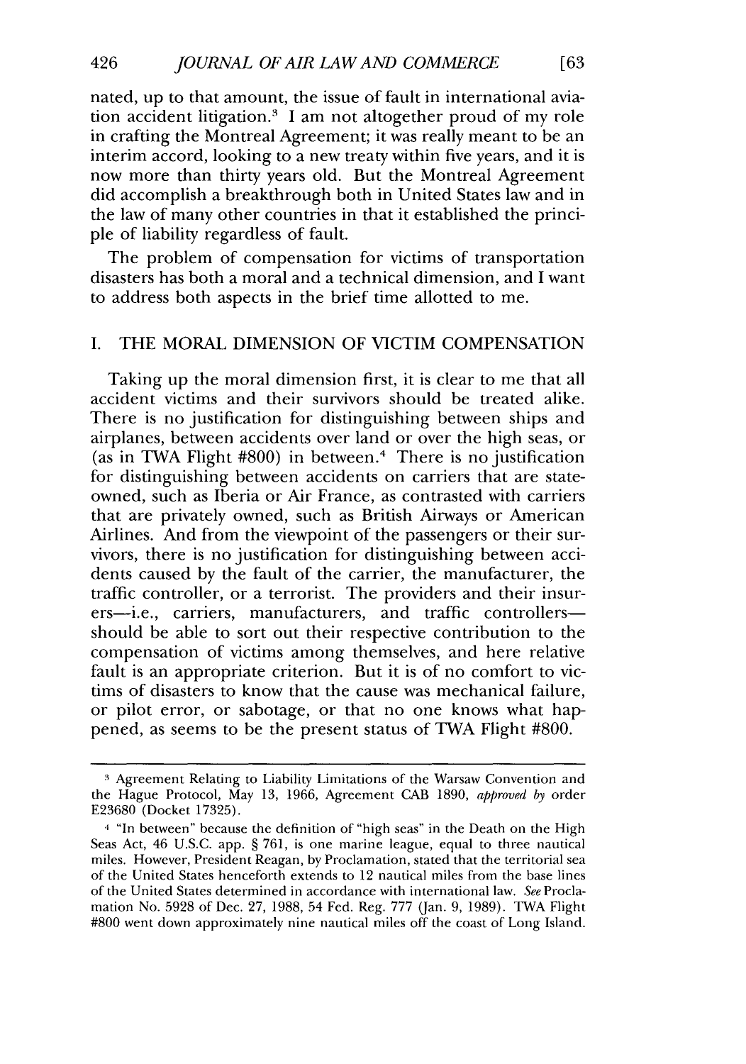nated, up to that amount, the issue of fault in international aviation accident litigation.[3] I am not altogether proud of my role in crafting the Montreal Agreement; it was really meant to be an interim accord, looking to a new treaty within five years, and it is now more than thirty years old. But the Montreal Agreement did accomplish a breakthrough both in United States law and in the law of many other countries in that it established the principle of liability regardless of fault.

The problem of compensation for victims of transportation disasters has both a moral and a technical dimension, and I want to address both aspects in the brief time allotted to me.

## I. THE MORAL DIMENSION OF VICTIM COMPENSATION

Taking up the moral dimension first, it is clear to me that all accident victims and their survivors should be treated alike. There is no justification for distinguishing between ships and airplanes, between accidents over land or over the high seas, or (as in TWA Flight #800) in between.[4] There is no justification for distinguishing between accidents on carriers that are state-owned, such as Iberia or Air France, as contrasted with carriers that are privately owned, such as British Airways or American Airlines. And from the viewpoint of the passengers or their survivors, there is no justification for distinguishing between accidents caused by the fault of the carrier, the manufacturer, the traffic controller, or a terrorist. The providers and their insurers—i.e., carriers, manufacturers, and traffic controllers—should be able to sort out their respective contribution to the compensation of victims among themselves, and here relative fault is an appropriate criterion. But it is of no comfort to victims of disasters to know that the cause was mechanical failure, or pilot error, or sabotage, or that no one knows what happened, as seems to be the present status of TWA Flight #800.

---

[3] Agreement Relating to Liability Limitations of the Warsaw Convention and the Hague Protocol, May 13, 1966, Agreement CAB 1890, *approved by* order E23680 (Docket 17325).

[4] "In between" because the definition of "high seas" in the Death on the High Seas Act, 46 U.S.C. app. § 761, is one marine league, equal to three nautical miles. However, President Reagan, by Proclamation, stated that the territorial sea of the United States henceforth extends to 12 nautical miles from the base lines of the United States determined in accordance with international law. *See* Proclamation No. 5928 of Dec. 27, 1988, 54 Fed. Reg. 777 (Jan. 9, 1989). TWA Flight #800 went down approximately nine nautical miles off the coast of Long Island.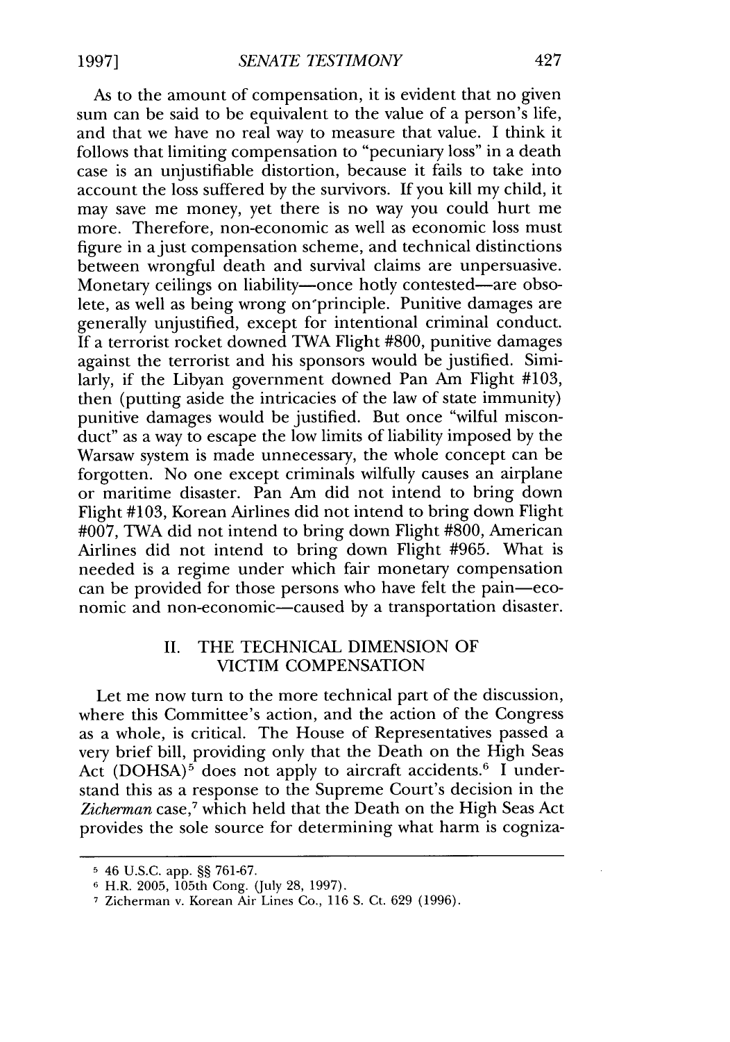As to the amount of compensation, it is evident that no given sum can be said to be equivalent to the value of a person's life, and that we have no real way to measure that value. I think it follows that limiting compensation to "pecuniary loss" in a death case is an unjustifiable distortion, because it fails to take into account the loss suffered by the survivors. If you kill my child, it may save me money, yet there is no way you could hurt me more. Therefore, non-economic as well as economic loss must figure in a just compensation scheme, and technical distinctions between wrongful death and survival claims are unpersuasive. Monetary ceilings on liability—once hotly contested—are obsolete, as well as being wrong on principle. Punitive damages are generally unjustified, except for intentional criminal conduct. If a terrorist rocket downed TWA Flight #800, punitive damages against the terrorist and his sponsors would be justified. Similarly, if the Libyan government downed Pan Am Flight #103, then (putting aside the intricacies of the law of state immunity) punitive damages would be justified. But once "wilful misconduct" as a way to escape the low limits of liability imposed by the Warsaw system is made unnecessary, the whole concept can be forgotten. No one except criminals wilfully causes an airplane or maritime disaster. Pan Am did not intend to bring down Flight #103, Korean Airlines did not intend to bring down Flight #007, TWA did not intend to bring down Flight #800, American Airlines did not intend to bring down Flight #965. What is needed is a regime under which fair monetary compensation can be provided for those persons who have felt the pain—economic and non-economic—caused by a transportation disaster.

## II. THE TECHNICAL DIMENSION OF VICTIM COMPENSATION

Let me now turn to the more technical part of the discussion, where this Committee's action, and the action of the Congress as a whole, is critical. The House of Representatives passed a very brief bill, providing only that the Death on the High Seas Act (DOHSA)[5] does not apply to aircraft accidents.[6] I understand this as a response to the Supreme Court's decision in the *Zicherman* case,[7] which held that the Death on the High Seas Act provides the sole source for determining what harm is cogniza-

---

[5] 46 U.S.C. app. §§ 761-67.

[6] H.R. 2005, 105th Cong. (July 28, 1997).

[7] Zicherman v. Korean Air Lines Co., 116 S. Ct. 629 (1996).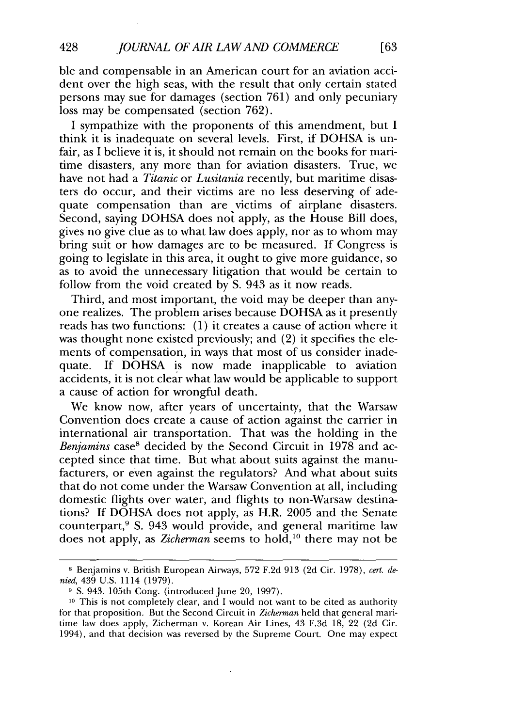ble and compensable in an American court for an aviation accident over the high seas, with the result that only certain stated persons may sue for damages (section 761) and only pecuniary loss may be compensated (section 762).

I sympathize with the proponents of this amendment, but I think it is inadequate on several levels. First, if DOHSA is unfair, as I believe it is, it should not remain on the books for maritime disasters, any more than for aviation disasters. True, we have not had a *Titanic* or *Lusitania* recently, but maritime disasters do occur, and their victims are no less deserving of adequate compensation than are victims of airplane disasters. Second, saying DOHSA does not apply, as the House Bill does, gives no give clue as to what law does apply, nor as to whom may bring suit or how damages are to be measured. If Congress is going to legislate in this area, it ought to give more guidance, so as to avoid the unnecessary litigation that would be certain to follow from the void created by S. 943 as it now reads.

Third, and most important, the void may be deeper than anyone realizes. The problem arises because DOHSA as it presently reads has two functions: (1) it creates a cause of action where it was thought none existed previously; and (2) it specifies the elements of compensation, in ways that most of us consider inadequate. If DOHSA is now made inapplicable to aviation accidents, it is not clear what law would be applicable to support a cause of action for wrongful death.

We know now, after years of uncertainty, that the Warsaw Convention does create a cause of action against the carrier in international air transportation. That was the holding in the *Benjamins* case[8] decided by the Second Circuit in 1978 and accepted since that time. But what about suits against the manufacturers, or even against the regulators? And what about suits that do not come under the Warsaw Convention at all, including domestic flights over water, and flights to non-Warsaw destinations? If DOHSA does not apply, as H.R. 2005 and the Senate counterpart,[9] S. 943 would provide, and general maritime law does not apply, as *Zicherman* seems to hold,[10] there may not be

---

[8] Benjamins v. British European Airways, 572 F.2d 913 (2d Cir. 1978), *cert. denied*, 439 U.S. 1114 (1979).

[9] S. 943. 105th Cong. (introduced June 20, 1997).

[10] This is not completely clear, and I would not want to be cited as authority for that proposition. But the Second Circuit in *Zicherman* held that general maritime law does apply, Zicherman v. Korean Air Lines, 43 F.3d 18, 22 (2d Cir. 1994), and that decision was reversed by the Supreme Court. One may expect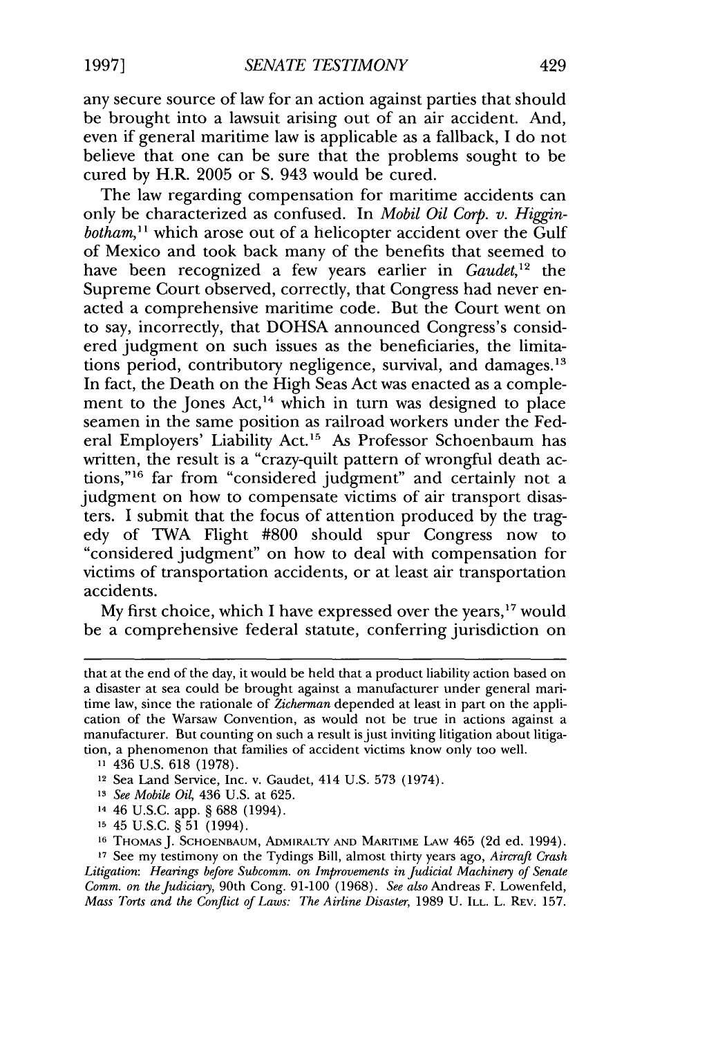any secure source of law for an action against parties that should be brought into a lawsuit arising out of an air accident. And, even if general maritime law is applicable as a fallback, I do not believe that one can be sure that the problems sought to be cured by H.R. 2005 or S. 943 would be cured.

The law regarding compensation for maritime accidents can only be characterized as confused. In *Mobil Oil Corp. v. Higginbotham*,[11] which arose out of a helicopter accident over the Gulf of Mexico and took back many of the benefits that seemed to have been recognized a few years earlier in *Gaudet*,[12] the Supreme Court observed, correctly, that Congress had never enacted a comprehensive maritime code. But the Court went on to say, incorrectly, that DOHSA announced Congress's considered judgment on such issues as the beneficiaries, the limitations period, contributory negligence, survival, and damages.[13] In fact, the Death on the High Seas Act was enacted as a complement to the Jones Act,[14] which in turn was designed to place seamen in the same position as railroad workers under the Federal Employers' Liability Act.[15] As Professor Schoenbaum has written, the result is a "crazy-quilt pattern of wrongful death actions,"[16] far from "considered judgment" and certainly not a judgment on how to compensate victims of air transport disasters. I submit that the focus of attention produced by the tragedy of TWA Flight #800 should spur Congress now to "considered judgment" on how to deal with compensation for victims of transportation accidents, or at least air transportation accidents.

My first choice, which I have expressed over the years,[17] would be a comprehensive federal statute, conferring jurisdiction on

---

that at the end of the day, it would be held that a product liability action based on a disaster at sea could be brought against a manufacturer under general maritime law, since the rationale of *Zicherman* depended at least in part on the application of the Warsaw Convention, as would not be true in actions against a manufacturer. But counting on such a result is just inviting litigation about litigation, a phenomenon that families of accident victims know only too well.

[11] 436 U.S. 618 (1978).

[12] Sea Land Service, Inc. v. Gaudet, 414 U.S. 573 (1974).

[13] *See Mobile Oil*, 436 U.S. at 625.

[14] 46 U.S.C. app. § 688 (1994).

[15] 45 U.S.C. § 51 (1994).

[16] THOMAS J. SCHOENBAUM, ADMIRALTY AND MARITIME LAW 465 (2d ed. 1994).

[17] See my testimony on the Tydings Bill, almost thirty years ago, *Aircraft Crash Litigation: Hearings before Subcomm. on Improvements in Judicial Machinery of Senate Comm. on the Judiciary*, 90th Cong. 91-100 (1968). *See also* Andreas F. Lowenfeld, *Mass Torts and the Conflict of Laws: The Airline Disaster*, 1989 U. ILL. L. REV. 157.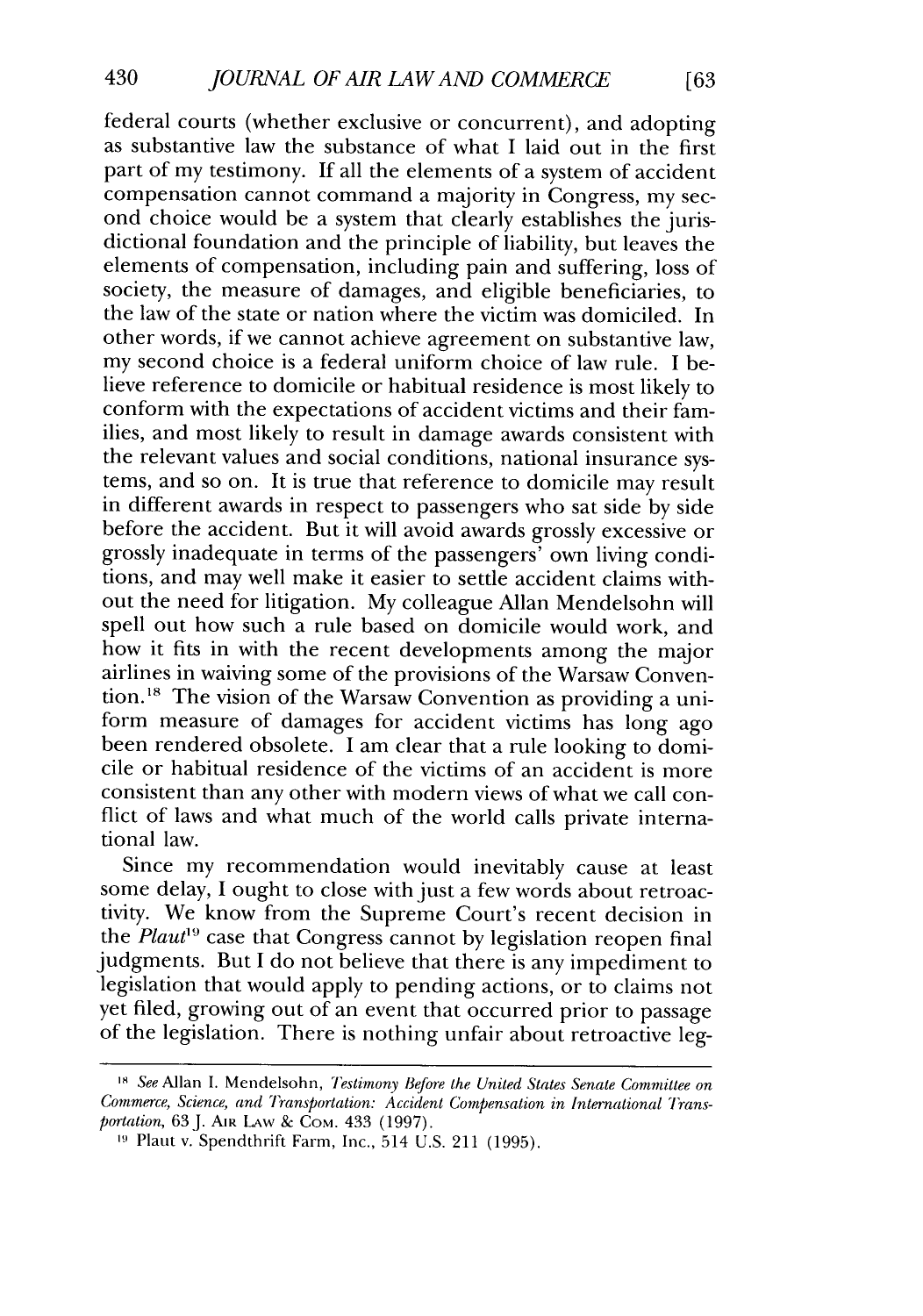federal courts (whether exclusive or concurrent), and adopting as substantive law the substance of what I laid out in the first part of my testimony. If all the elements of a system of accident compensation cannot command a majority in Congress, my second choice would be a system that clearly establishes the jurisdictional foundation and the principle of liability, but leaves the elements of compensation, including pain and suffering, loss of society, the measure of damages, and eligible beneficiaries, to the law of the state or nation where the victim was domiciled. In other words, if we cannot achieve agreement on substantive law, my second choice is a federal uniform choice of law rule. I believe reference to domicile or habitual residence is most likely to conform with the expectations of accident victims and their families, and most likely to result in damage awards consistent with the relevant values and social conditions, national insurance systems, and so on. It is true that reference to domicile may result in different awards in respect to passengers who sat side by side before the accident. But it will avoid awards grossly excessive or grossly inadequate in terms of the passengers' own living conditions, and may well make it easier to settle accident claims without the need for litigation. My colleague Allan Mendelsohn will spell out how such a rule based on domicile would work, and how it fits in with the recent developments among the major airlines in waiving some of the provisions of the Warsaw Convention.[18] The vision of the Warsaw Convention as providing a uniform measure of damages for accident victims has long ago been rendered obsolete. I am clear that a rule looking to domicile or habitual residence of the victims of an accident is more consistent than any other with modern views of what we call conflict of laws and what much of the world calls private international law.

Since my recommendation would inevitably cause at least some delay, I ought to close with just a few words about retroactivity. We know from the Supreme Court's recent decision in the *Plaut*[19] case that Congress cannot by legislation reopen final judgments. But I do not believe that there is any impediment to legislation that would apply to pending actions, or to claims not yet filed, growing out of an event that occurred prior to passage of the legislation. There is nothing unfair about retroactive leg-

---

[18] *See* Allan I. Mendelsohn, *Testimony Before the United States Senate Committee on Commerce, Science, and Transportation: Accident Compensation in International Transportation*, 63 J. AIR LAW & COM. 433 (1997).

[19] Plaut v. Spendthrift Farm, Inc., 514 U.S. 211 (1995).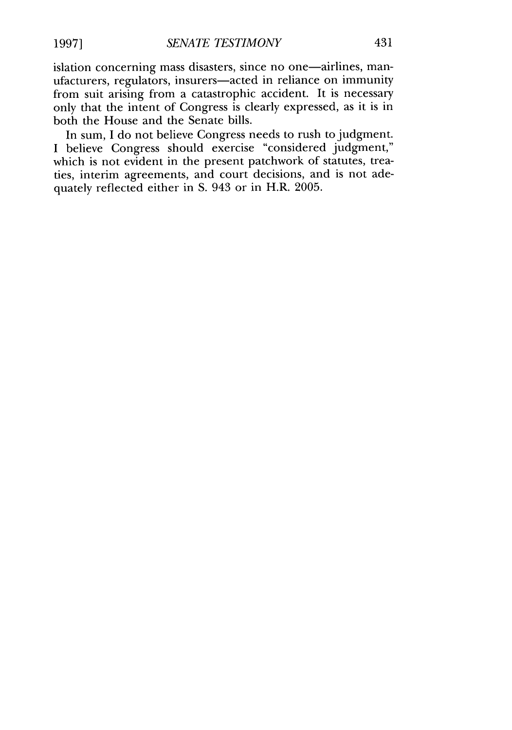islation concerning mass disasters, since no one—airlines, manufacturers, regulators, insurers—acted in reliance on immunity from suit arising from a catastrophic accident. It is necessary only that the intent of Congress is clearly expressed, as it is in both the House and the Senate bills.

In sum, I do not believe Congress needs to rush to judgment. I believe Congress should exercise "considered judgment," which is not evident in the present patchwork of statutes, treaties, interim agreements, and court decisions, and is not adequately reflected either in S. 943 or in H.R. 2005.